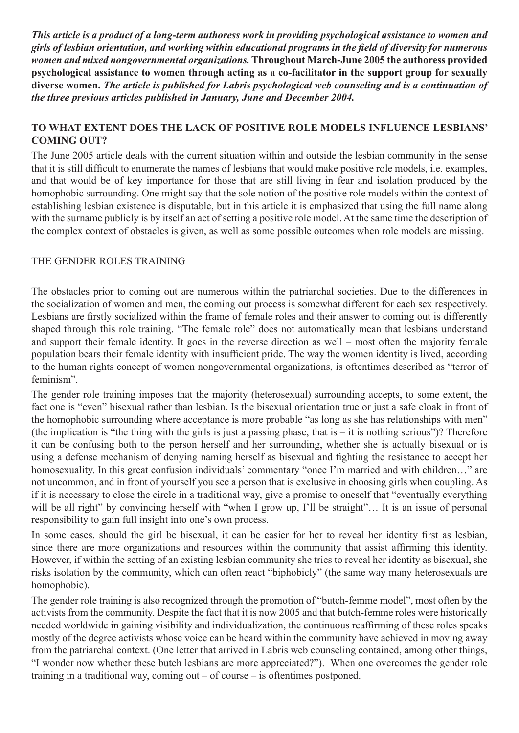***This article is a product of a long-term authoress work in providing psychological assistance to women and girls of lesbian orientation, and working within educational programs in the field of diversity for numerous women and mixed nongovernmental organizations.* Throughout March-June 2005 the authoress provided psychological assistance to women through acting as a co-facilitator in the support group for sexually diverse women. *The article is published for Labris psychological web counseling and is a continuation of the three previous articles published in January, June and December 2004.***

## TO WHAT EXTENT DOES THE LACK OF POSITIVE ROLE MODELS INFLUENCE LESBIANS' COMING OUT?

The June 2005 article deals with the current situation within and outside the lesbian community in the sense that it is still difficult to enumerate the names of lesbians that would make positive role models, i.e. examples, and that would be of key importance for those that are still living in fear and isolation produced by the homophobic surrounding. One might say that the sole notion of the positive role models within the context of establishing lesbian existence is disputable, but in this article it is emphasized that using the full name along with the surname publicly is by itself an act of setting a positive role model. At the same time the description of the complex context of obstacles is given, as well as some possible outcomes when role models are missing.

### THE GENDER ROLES TRAINING

The obstacles prior to coming out are numerous within the patriarchal societies. Due to the differences in the socialization of women and men, the coming out process is somewhat different for each sex respectively. Lesbians are firstly socialized within the frame of female roles and their answer to coming out is differently shaped through this role training. "The female role" does not automatically mean that lesbians understand and support their female identity. It goes in the reverse direction as well – most often the majority female population bears their female identity with insufficient pride. The way the women identity is lived, according to the human rights concept of women nongovernmental organizations, is oftentimes described as "terror of feminism".

The gender role training imposes that the majority (heterosexual) surrounding accepts, to some extent, the fact one is "even" bisexual rather than lesbian. Is the bisexual orientation true or just a safe cloak in front of the homophobic surrounding where acceptance is more probable "as long as she has relationships with men" (the implication is "the thing with the girls is just a passing phase, that is – it is nothing serious")? Therefore it can be confusing both to the person herself and her surrounding, whether she is actually bisexual or is using a defense mechanism of denying naming herself as bisexual and fighting the resistance to accept her homosexuality. In this great confusion individuals' commentary "once I'm married and with children…" are not uncommon, and in front of yourself you see a person that is exclusive in choosing girls when coupling. As if it is necessary to close the circle in a traditional way, give a promise to oneself that "eventually everything will be all right" by convincing herself with "when I grow up, I'll be straight"… It is an issue of personal responsibility to gain full insight into one's own process.

In some cases, should the girl be bisexual, it can be easier for her to reveal her identity first as lesbian, since there are more organizations and resources within the community that assist affirming this identity. However, if within the setting of an existing lesbian community she tries to reveal her identity as bisexual, she risks isolation by the community, which can often react "biphobicly" (the same way many heterosexuals are homophobic).

The gender role training is also recognized through the promotion of "butch-femme model", most often by the activists from the community. Despite the fact that it is now 2005 and that butch-femme roles were historically needed worldwide in gaining visibility and individualization, the continuous reaffirming of these roles speaks mostly of the degree activists whose voice can be heard within the community have achieved in moving away from the patriarchal context. (One letter that arrived in Labris web counseling contained, among other things, "I wonder now whether these butch lesbians are more appreciated?"). When one overcomes the gender role training in a traditional way, coming out – of course – is oftentimes postponed.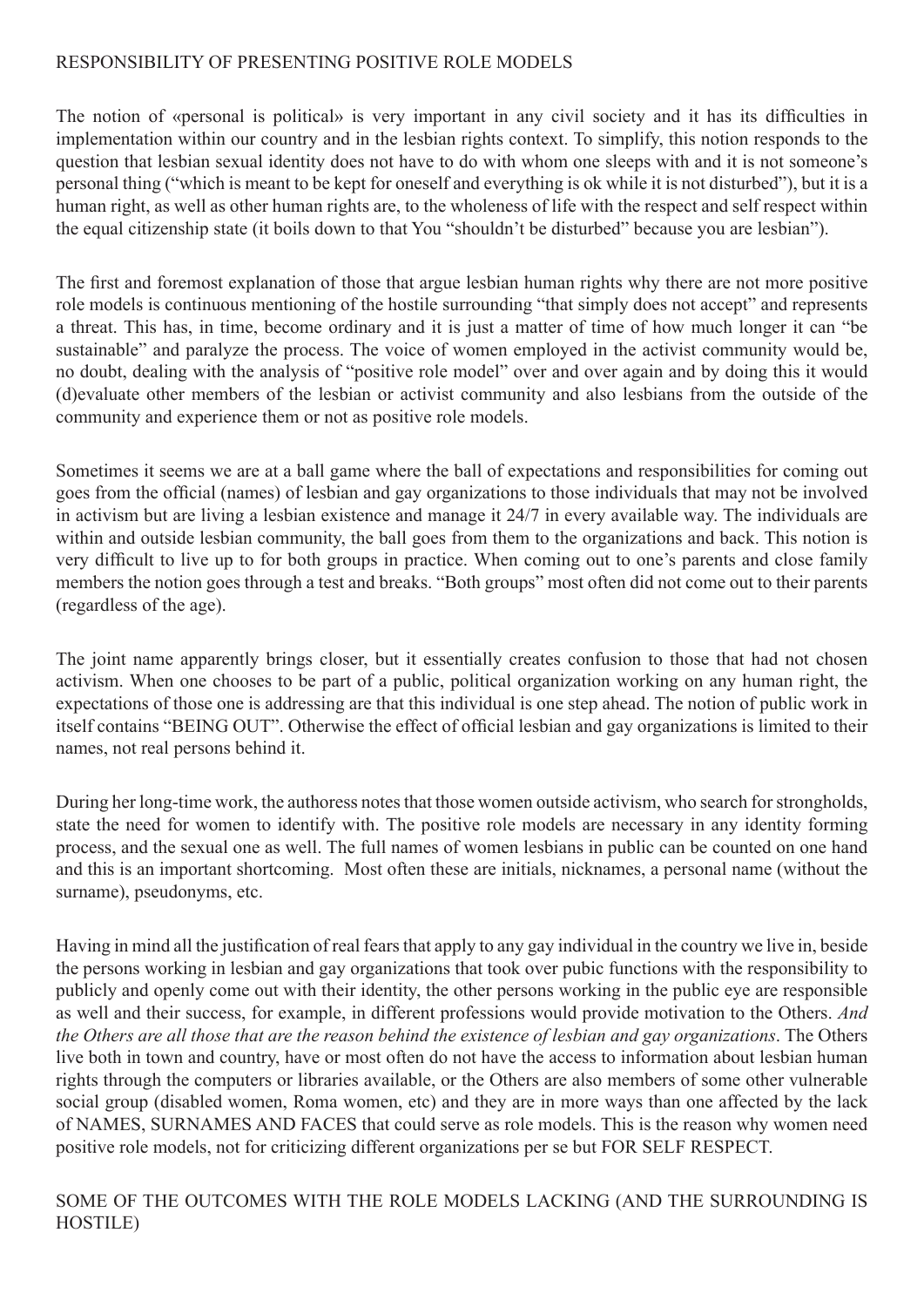## RESPONSIBILITY OF PRESENTING POSITIVE ROLE MODELS

The notion of «personal is political» is very important in any civil society and it has its difficulties in implementation within our country and in the lesbian rights context. To simplify, this notion responds to the question that lesbian sexual identity does not have to do with whom one sleeps with and it is not someone's personal thing ("which is meant to be kept for oneself and everything is ok while it is not disturbed"), but it is a human right, as well as other human rights are, to the wholeness of life with the respect and self respect within the equal citizenship state (it boils down to that You "shouldn't be disturbed" because you are lesbian").

The first and foremost explanation of those that argue lesbian human rights why there are not more positive role models is continuous mentioning of the hostile surrounding "that simply does not accept" and represents a threat. This has, in time, become ordinary and it is just a matter of time of how much longer it can "be sustainable" and paralyze the process. The voice of women employed in the activist community would be, no doubt, dealing with the analysis of "positive role model" over and over again and by doing this it would (d)evaluate other members of the lesbian or activist community and also lesbians from the outside of the community and experience them or not as positive role models.

Sometimes it seems we are at a ball game where the ball of expectations and responsibilities for coming out goes from the official (names) of lesbian and gay organizations to those individuals that may not be involved in activism but are living a lesbian existence and manage it 24/7 in every available way. The individuals are within and outside lesbian community, the ball goes from them to the organizations and back. This notion is very difficult to live up to for both groups in practice. When coming out to one's parents and close family members the notion goes through a test and breaks. "Both groups" most often did not come out to their parents (regardless of the age).

The joint name apparently brings closer, but it essentially creates confusion to those that had not chosen activism. When one chooses to be part of a public, political organization working on any human right, the expectations of those one is addressing are that this individual is one step ahead. The notion of public work in itself contains "BEING OUT". Otherwise the effect of official lesbian and gay organizations is limited to their names, not real persons behind it.

During her long-time work, the authoress notes that those women outside activism, who search for strongholds, state the need for women to identify with. The positive role models are necessary in any identity forming process, and the sexual one as well. The full names of women lesbians in public can be counted on one hand and this is an important shortcoming. Most often these are initials, nicknames, a personal name (without the surname), pseudonyms, etc.

Having in mind all the justification of real fears that apply to any gay individual in the country we live in, beside the persons working in lesbian and gay organizations that took over pubic functions with the responsibility to publicly and openly come out with their identity, the other persons working in the public eye are responsible as well and their success, for example, in different professions would provide motivation to the Others. *And the Others are all those that are the reason behind the existence of lesbian and gay organizations*. The Others live both in town and country, have or most often do not have the access to information about lesbian human rights through the computers or libraries available, or the Others are also members of some other vulnerable social group (disabled women, Roma women, etc) and they are in more ways than one affected by the lack of NAMES, SURNAMES AND FACES that could serve as role models. This is the reason why women need positive role models, not for criticizing different organizations per se but FOR SELF RESPECT.

## SOME OF THE OUTCOMES WITH THE ROLE MODELS LACKING (AND THE SURROUNDING IS HOSTILE)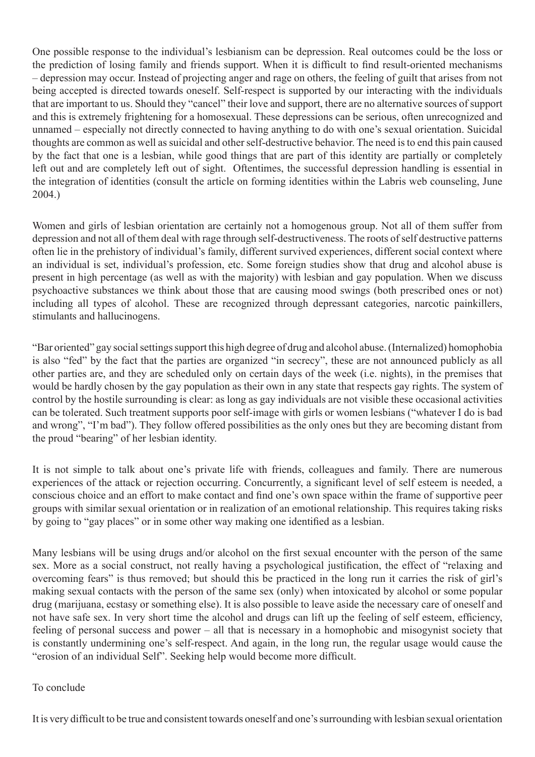One possible response to the individual's lesbianism can be depression. Real outcomes could be the loss or the prediction of losing family and friends support. When it is difficult to find result-oriented mechanisms – depression may occur. Instead of projecting anger and rage on others, the feeling of guilt that arises from not being accepted is directed towards oneself. Self-respect is supported by our interacting with the individuals that are important to us. Should they "cancel" their love and support, there are no alternative sources of support and this is extremely frightening for a homosexual. These depressions can be serious, often unrecognized and unnamed – especially not directly connected to having anything to do with one's sexual orientation. Suicidal thoughts are common as well as suicidal and other self-destructive behavior. The need is to end this pain caused by the fact that one is a lesbian, while good things that are part of this identity are partially or completely left out and are completely left out of sight. Oftentimes, the successful depression handling is essential in the integration of identities (consult the article on forming identities within the Labris web counseling, June 2004.)

Women and girls of lesbian orientation are certainly not a homogenous group. Not all of them suffer from depression and not all of them deal with rage through self-destructiveness. The roots of self destructive patterns often lie in the prehistory of individual's family, different survived experiences, different social context where an individual is set, individual's profession, etc. Some foreign studies show that drug and alcohol abuse is present in high percentage (as well as with the majority) with lesbian and gay population. When we discuss psychoactive substances we think about those that are causing mood swings (both prescribed ones or not) including all types of alcohol. These are recognized through depressant categories, narcotic painkillers, stimulants and hallucinogens.

"Bar oriented" gay social settings support this high degree of drug and alcohol abuse. (Internalized) homophobia is also "fed" by the fact that the parties are organized "in secrecy", these are not announced publicly as all other parties are, and they are scheduled only on certain days of the week (i.e. nights), in the premises that would be hardly chosen by the gay population as their own in any state that respects gay rights. The system of control by the hostile surrounding is clear: as long as gay individuals are not visible these occasional activities can be tolerated. Such treatment supports poor self-image with girls or women lesbians ("whatever I do is bad and wrong", "I'm bad"). They follow offered possibilities as the only ones but they are becoming distant from the proud "bearing" of her lesbian identity.

It is not simple to talk about one's private life with friends, colleagues and family. There are numerous experiences of the attack or rejection occurring. Concurrently, a significant level of self esteem is needed, a conscious choice and an effort to make contact and find one's own space within the frame of supportive peer groups with similar sexual orientation or in realization of an emotional relationship. This requires taking risks by going to "gay places" or in some other way making one identified as a lesbian.

Many lesbians will be using drugs and/or alcohol on the first sexual encounter with the person of the same sex. More as a social construct, not really having a psychological justification, the effect of "relaxing and overcoming fears" is thus removed; but should this be practiced in the long run it carries the risk of girl's making sexual contacts with the person of the same sex (only) when intoxicated by alcohol or some popular drug (marijuana, ecstasy or something else). It is also possible to leave aside the necessary care of oneself and not have safe sex. In very short time the alcohol and drugs can lift up the feeling of self esteem, efficiency, feeling of personal success and power – all that is necessary in a homophobic and misogynist society that is constantly undermining one's self-respect. And again, in the long run, the regular usage would cause the "erosion of an individual Self". Seeking help would become more difficult.

To conclude

It is very difficult to be true and consistent towards oneself and one's surrounding with lesbian sexual orientation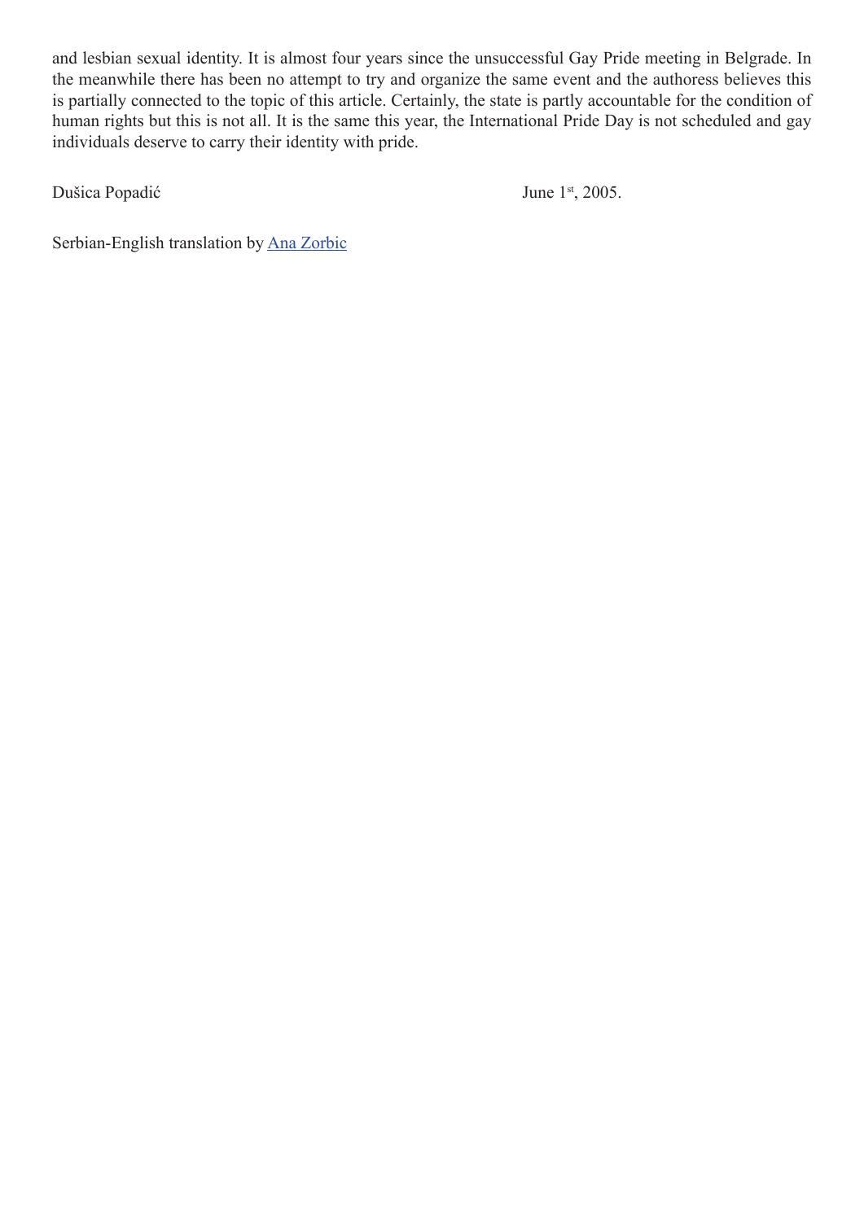and lesbian sexual identity. It is almost four years since the unsuccessful Gay Pride meeting in Belgrade. In the meanwhile there has been no attempt to try and organize the same event and the authoress believes this is partially connected to the topic of this article. Certainly, the state is partly accountable for the condition of human rights but this is not all. It is the same this year, the International Pride Day is not scheduled and gay individuals deserve to carry their identity with pride.

Dušica Popadić June 1st, 2005.

Serbian-English translation by Ana Zorbic